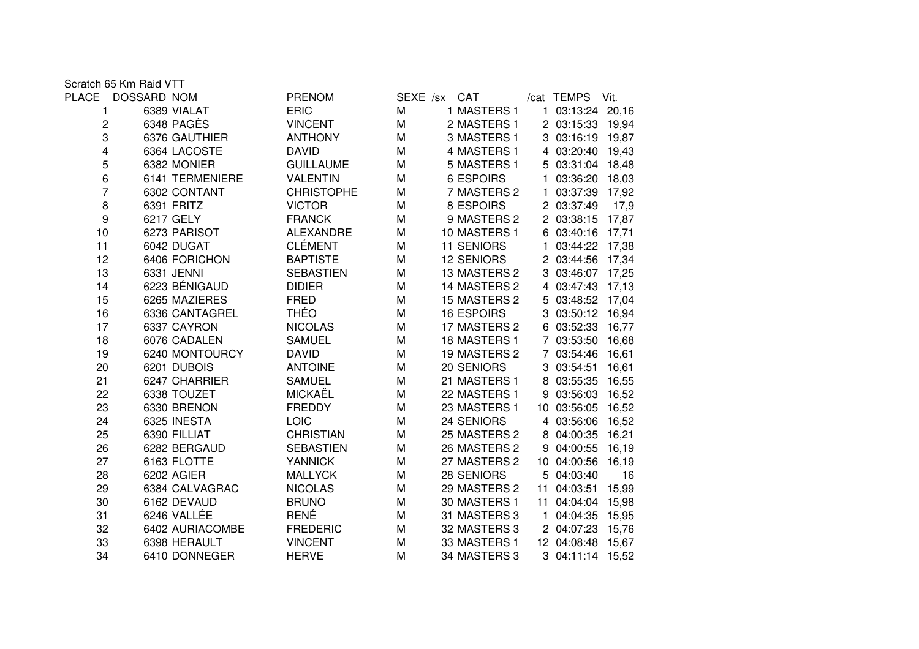Scratch 65 Km Raid VTT

| PLACE | DOSSARD | NOM | PRENOM | SEXE | /sx | CAT | /cat | TEMPS | Vit. |
|---|---|---|---|---|---|---|---|---|---|
| 1 | 6389 | VIALAT | ERIC | M | 1 | MASTERS 1 | 1 | 03:13:24 | 20,16 |
| 2 | 6348 | PAGÈS | VINCENT | M | 2 | MASTERS 1 | 2 | 03:15:33 | 19,94 |
| 3 | 6376 | GAUTHIER | ANTHONY | M | 3 | MASTERS 1 | 3 | 03:16:19 | 19,87 |
| 4 | 6364 | LACOSTE | DAVID | M | 4 | MASTERS 1 | 4 | 03:20:40 | 19,43 |
| 5 | 6382 | MONIER | GUILLAUME | M | 5 | MASTERS 1 | 5 | 03:31:04 | 18,48 |
| 6 | 6141 | TERMENIERE | VALENTIN | M | 6 | ESPOIRS | 1 | 03:36:20 | 18,03 |
| 7 | 6302 | CONTANT | CHRISTOPHE | M | 7 | MASTERS 2 | 1 | 03:37:39 | 17,92 |
| 8 | 6391 | FRITZ | VICTOR | M | 8 | ESPOIRS | 2 | 03:37:49 | 17,9 |
| 9 | 6217 | GELY | FRANCK | M | 9 | MASTERS 2 | 2 | 03:38:15 | 17,87 |
| 10 | 6273 | PARISOT | ALEXANDRE | M | 10 | MASTERS 1 | 6 | 03:40:16 | 17,71 |
| 11 | 6042 | DUGAT | CLÉMENT | M | 11 | SENIORS | 1 | 03:44:22 | 17,38 |
| 12 | 6406 | FORICHON | BAPTISTE | M | 12 | SENIORS | 2 | 03:44:56 | 17,34 |
| 13 | 6331 | JENNI | SEBASTIEN | M | 13 | MASTERS 2 | 3 | 03:46:07 | 17,25 |
| 14 | 6223 | BÉNIGAUD | DIDIER | M | 14 | MASTERS 2 | 4 | 03:47:43 | 17,13 |
| 15 | 6265 | MAZIERES | FRED | M | 15 | MASTERS 2 | 5 | 03:48:52 | 17,04 |
| 16 | 6336 | CANTAGREL | THÉO | M | 16 | ESPOIRS | 3 | 03:50:12 | 16,94 |
| 17 | 6337 | CAYRON | NICOLAS | M | 17 | MASTERS 2 | 6 | 03:52:33 | 16,77 |
| 18 | 6076 | CADALEN | SAMUEL | M | 18 | MASTERS 1 | 7 | 03:53:50 | 16,68 |
| 19 | 6240 | MONTOURCY | DAVID | M | 19 | MASTERS 2 | 7 | 03:54:46 | 16,61 |
| 20 | 6201 | DUBOIS | ANTOINE | M | 20 | SENIORS | 3 | 03:54:51 | 16,61 |
| 21 | 6247 | CHARRIER | SAMUEL | M | 21 | MASTERS 1 | 8 | 03:55:35 | 16,55 |
| 22 | 6338 | TOUZET | MICKAËL | M | 22 | MASTERS 1 | 9 | 03:56:03 | 16,52 |
| 23 | 6330 | BRENON | FREDDY | M | 23 | MASTERS 1 | 10 | 03:56:05 | 16,52 |
| 24 | 6325 | INESTA | LOIC | M | 24 | SENIORS | 4 | 03:56:06 | 16,52 |
| 25 | 6390 | FILLIAT | CHRISTIAN | M | 25 | MASTERS 2 | 8 | 04:00:35 | 16,21 |
| 26 | 6282 | BERGAUD | SEBASTIEN | M | 26 | MASTERS 2 | 9 | 04:00:55 | 16,19 |
| 27 | 6163 | FLOTTE | YANNICK | M | 27 | MASTERS 2 | 10 | 04:00:56 | 16,19 |
| 28 | 6202 | AGIER | MALLYCK | M | 28 | SENIORS | 5 | 04:03:40 | 16 |
| 29 | 6384 | CALVAGRAC | NICOLAS | M | 29 | MASTERS 2 | 11 | 04:03:51 | 15,99 |
| 30 | 6162 | DEVAUD | BRUNO | M | 30 | MASTERS 1 | 11 | 04:04:04 | 15,98 |
| 31 | 6246 | VALLÉE | RENÉ | M | 31 | MASTERS 3 | 1 | 04:04:35 | 15,95 |
| 32 | 6402 | AURIACOMBE | FREDERIC | M | 32 | MASTERS 3 | 2 | 04:07:23 | 15,76 |
| 33 | 6398 | HERAULT | VINCENT | M | 33 | MASTERS 1 | 12 | 04:08:48 | 15,67 |
| 34 | 6410 | DONNEGER | HERVE | M | 34 | MASTERS 3 | 3 | 04:11:14 | 15,52 |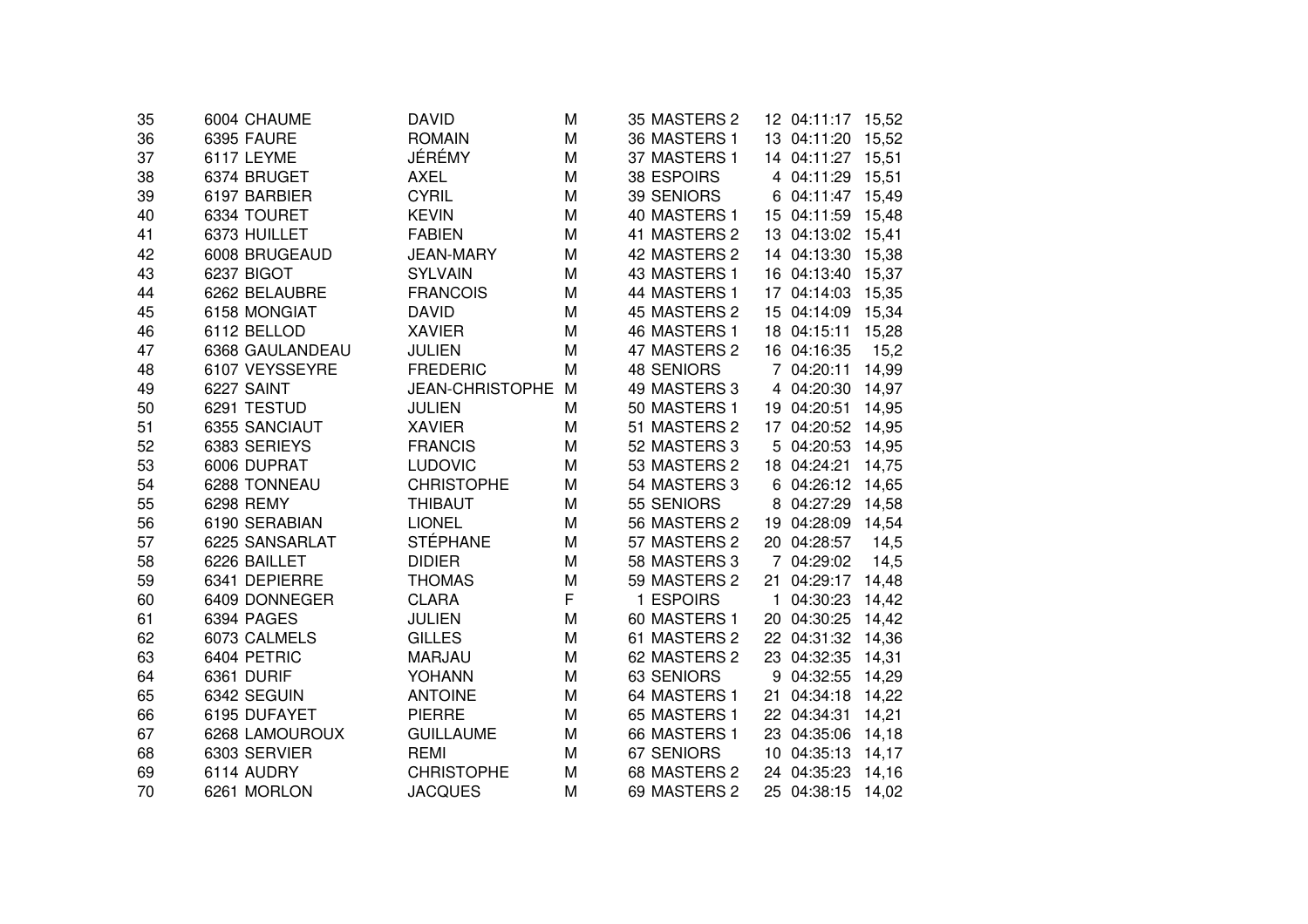| | | | | | | | | | |
|---|---|---|---|---|---|---|---|---|---|
| 35 | 6004 | CHAUME | DAVID | M | 35 | MASTERS 2 | 12 | 04:11:17 | 15,52 |
| 36 | 6395 | FAURE | ROMAIN | M | 36 | MASTERS 1 | 13 | 04:11:20 | 15,52 |
| 37 | 6117 | LEYME | JÉRÉMY | M | 37 | MASTERS 1 | 14 | 04:11:27 | 15,51 |
| 38 | 6374 | BRUGET | AXEL | M | 38 | ESPOIRS | 4 | 04:11:29 | 15,51 |
| 39 | 6197 | BARBIER | CYRIL | M | 39 | SENIORS | 6 | 04:11:47 | 15,49 |
| 40 | 6334 | TOURET | KEVIN | M | 40 | MASTERS 1 | 15 | 04:11:59 | 15,48 |
| 41 | 6373 | HUILLET | FABIEN | M | 41 | MASTERS 2 | 13 | 04:13:02 | 15,41 |
| 42 | 6008 | BRUGEAUD | JEAN-MARY | M | 42 | MASTERS 2 | 14 | 04:13:30 | 15,38 |
| 43 | 6237 | BIGOT | SYLVAIN | M | 43 | MASTERS 1 | 16 | 04:13:40 | 15,37 |
| 44 | 6262 | BELAUBRE | FRANCOIS | M | 44 | MASTERS 1 | 17 | 04:14:03 | 15,35 |
| 45 | 6158 | MONGIAT | DAVID | M | 45 | MASTERS 2 | 15 | 04:14:09 | 15,34 |
| 46 | 6112 | BELLOD | XAVIER | M | 46 | MASTERS 1 | 18 | 04:15:11 | 15,28 |
| 47 | 6368 | GAULANDEAU | JULIEN | M | 47 | MASTERS 2 | 16 | 04:16:35 | 15,2 |
| 48 | 6107 | VEYSSEYRE | FREDERIC | M | 48 | SENIORS | 7 | 04:20:11 | 14,99 |
| 49 | 6227 | SAINT | JEAN-CHRISTOPHE | M | 49 | MASTERS 3 | 4 | 04:20:30 | 14,97 |
| 50 | 6291 | TESTUD | JULIEN | M | 50 | MASTERS 1 | 19 | 04:20:51 | 14,95 |
| 51 | 6355 | SANCIAUT | XAVIER | M | 51 | MASTERS 2 | 17 | 04:20:52 | 14,95 |
| 52 | 6383 | SERIEYS | FRANCIS | M | 52 | MASTERS 3 | 5 | 04:20:53 | 14,95 |
| 53 | 6006 | DUPRAT | LUDOVIC | M | 53 | MASTERS 2 | 18 | 04:24:21 | 14,75 |
| 54 | 6288 | TONNEAU | CHRISTOPHE | M | 54 | MASTERS 3 | 6 | 04:26:12 | 14,65 |
| 55 | 6298 | REMY | THIBAUT | M | 55 | SENIORS | 8 | 04:27:29 | 14,58 |
| 56 | 6190 | SERABIAN | LIONEL | M | 56 | MASTERS 2 | 19 | 04:28:09 | 14,54 |
| 57 | 6225 | SANSARLAT | STÉPHANE | M | 57 | MASTERS 2 | 20 | 04:28:57 | 14,5 |
| 58 | 6226 | BAILLET | DIDIER | M | 58 | MASTERS 3 | 7 | 04:29:02 | 14,5 |
| 59 | 6341 | DEPIERRE | THOMAS | M | 59 | MASTERS 2 | 21 | 04:29:17 | 14,48 |
| 60 | 6409 | DONNEGER | CLARA | F | 1 | ESPOIRS | 1 | 04:30:23 | 14,42 |
| 61 | 6394 | PAGES | JULIEN | M | 60 | MASTERS 1 | 20 | 04:30:25 | 14,42 |
| 62 | 6073 | CALMELS | GILLES | M | 61 | MASTERS 2 | 22 | 04:31:32 | 14,36 |
| 63 | 6404 | PETRIC | MARJAU | M | 62 | MASTERS 2 | 23 | 04:32:35 | 14,31 |
| 64 | 6361 | DURIF | YOHANN | M | 63 | SENIORS | 9 | 04:32:55 | 14,29 |
| 65 | 6342 | SEGUIN | ANTOINE | M | 64 | MASTERS 1 | 21 | 04:34:18 | 14,22 |
| 66 | 6195 | DUFAYET | PIERRE | M | 65 | MASTERS 1 | 22 | 04:34:31 | 14,21 |
| 67 | 6268 | LAMOUROUX | GUILLAUME | M | 66 | MASTERS 1 | 23 | 04:35:06 | 14,18 |
| 68 | 6303 | SERVIER | REMI | M | 67 | SENIORS | 10 | 04:35:13 | 14,17 |
| 69 | 6114 | AUDRY | CHRISTOPHE | M | 68 | MASTERS 2 | 24 | 04:35:23 | 14,16 |
| 70 | 6261 | MORLON | JACQUES | M | 69 | MASTERS 2 | 25 | 04:38:15 | 14,02 |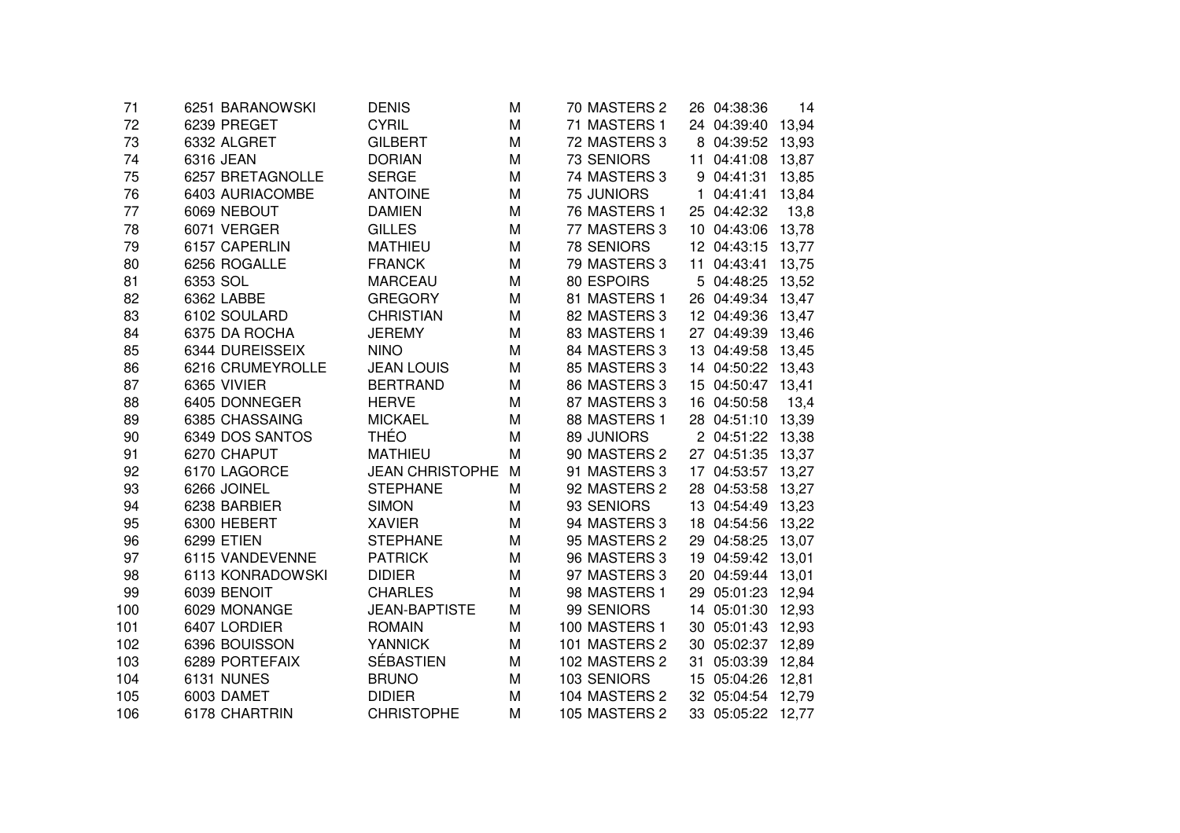| | | | | | | | | | |
|---|---|---|---|---|---|---|---|---|---|
| 71 | 6251 | BARANOWSKI | DENIS | M | 70 | MASTERS 2 | 26 | 04:38:36 | 14 |
| 72 | 6239 | PREGET | CYRIL | M | 71 | MASTERS 1 | 24 | 04:39:40 | 13,94 |
| 73 | 6332 | ALGRET | GILBERT | M | 72 | MASTERS 3 | 8 | 04:39:52 | 13,93 |
| 74 | 6316 | JEAN | DORIAN | M | 73 | SENIORS | 11 | 04:41:08 | 13,87 |
| 75 | 6257 | BRETAGNOLLE | SERGE | M | 74 | MASTERS 3 | 9 | 04:41:31 | 13,85 |
| 76 | 6403 | AURIACOMBE | ANTOINE | M | 75 | JUNIORS | 1 | 04:41:41 | 13,84 |
| 77 | 6069 | NEBOUT | DAMIEN | M | 76 | MASTERS 1 | 25 | 04:42:32 | 13,8 |
| 78 | 6071 | VERGER | GILLES | M | 77 | MASTERS 3 | 10 | 04:43:06 | 13,78 |
| 79 | 6157 | CAPERLIN | MATHIEU | M | 78 | SENIORS | 12 | 04:43:15 | 13,77 |
| 80 | 6256 | ROGALLE | FRANCK | M | 79 | MASTERS 3 | 11 | 04:43:41 | 13,75 |
| 81 | 6353 | SOL | MARCEAU | M | 80 | ESPOIRS | 5 | 04:48:25 | 13,52 |
| 82 | 6362 | LABBE | GREGORY | M | 81 | MASTERS 1 | 26 | 04:49:34 | 13,47 |
| 83 | 6102 | SOULARD | CHRISTIAN | M | 82 | MASTERS 3 | 12 | 04:49:36 | 13,47 |
| 84 | 6375 | DA ROCHA | JEREMY | M | 83 | MASTERS 1 | 27 | 04:49:39 | 13,46 |
| 85 | 6344 | DUREISSEIX | NINO | M | 84 | MASTERS 3 | 13 | 04:49:58 | 13,45 |
| 86 | 6216 | CRUMEYROLLE | JEAN LOUIS | M | 85 | MASTERS 3 | 14 | 04:50:22 | 13,43 |
| 87 | 6365 | VIVIER | BERTRAND | M | 86 | MASTERS 3 | 15 | 04:50:47 | 13,41 |
| 88 | 6405 | DONNEGER | HERVE | M | 87 | MASTERS 3 | 16 | 04:50:58 | 13,4 |
| 89 | 6385 | CHASSAING | MICKAEL | M | 88 | MASTERS 1 | 28 | 04:51:10 | 13,39 |
| 90 | 6349 | DOS SANTOS | THÉO | M | 89 | JUNIORS | 2 | 04:51:22 | 13,38 |
| 91 | 6270 | CHAPUT | MATHIEU | M | 90 | MASTERS 2 | 27 | 04:51:35 | 13,37 |
| 92 | 6170 | LAGORCE | JEAN CHRISTOPHE | M | 91 | MASTERS 3 | 17 | 04:53:57 | 13,27 |
| 93 | 6266 | JOINEL | STEPHANE | M | 92 | MASTERS 2 | 28 | 04:53:58 | 13,27 |
| 94 | 6238 | BARBIER | SIMON | M | 93 | SENIORS | 13 | 04:54:49 | 13,23 |
| 95 | 6300 | HEBERT | XAVIER | M | 94 | MASTERS 3 | 18 | 04:54:56 | 13,22 |
| 96 | 6299 | ETIEN | STEPHANE | M | 95 | MASTERS 2 | 29 | 04:58:25 | 13,07 |
| 97 | 6115 | VANDEVENNE | PATRICK | M | 96 | MASTERS 3 | 19 | 04:59:42 | 13,01 |
| 98 | 6113 | KONRADOWSKI | DIDIER | M | 97 | MASTERS 3 | 20 | 04:59:44 | 13,01 |
| 99 | 6039 | BENOIT | CHARLES | M | 98 | MASTERS 1 | 29 | 05:01:23 | 12,94 |
| 100 | 6029 | MONANGE | JEAN-BAPTISTE | M | 99 | SENIORS | 14 | 05:01:30 | 12,93 |
| 101 | 6407 | LORDIER | ROMAIN | M | 100 | MASTERS 1 | 30 | 05:01:43 | 12,93 |
| 102 | 6396 | BOUISSON | YANNICK | M | 101 | MASTERS 2 | 30 | 05:02:37 | 12,89 |
| 103 | 6289 | PORTEFAIX | SÉBASTIEN | M | 102 | MASTERS 2 | 31 | 05:03:39 | 12,84 |
| 104 | 6131 | NUNES | BRUNO | M | 103 | SENIORS | 15 | 05:04:26 | 12,81 |
| 105 | 6003 | DAMET | DIDIER | M | 104 | MASTERS 2 | 32 | 05:04:54 | 12,79 |
| 106 | 6178 | CHARTRIN | CHRISTOPHE | M | 105 | MASTERS 2 | 33 | 05:05:22 | 12,77 |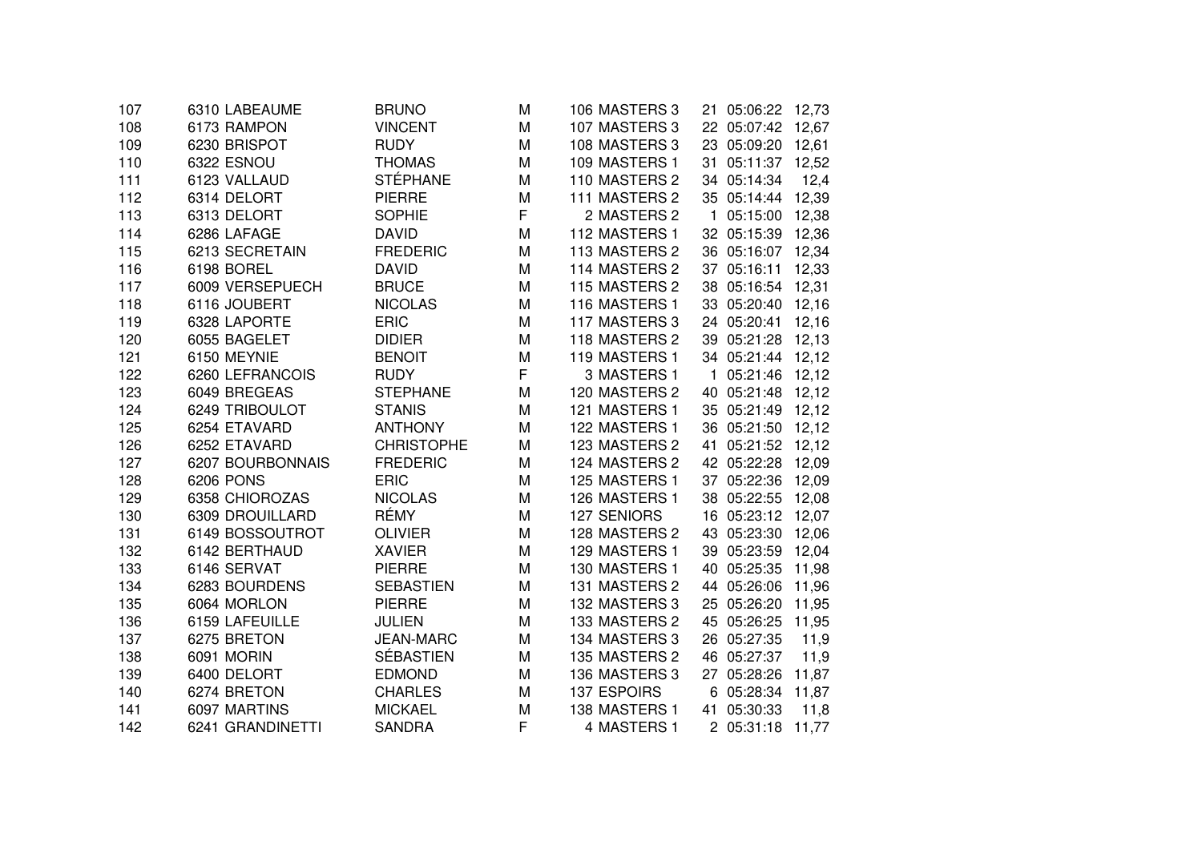| | | | | | | | | |
|---|---|---|---|---|---|---|---|---|
| 107 | 6310 | LABEAUME | BRUNO | M | 106 | MASTERS 3 | 21 | 05:06:22 | 12,73 |
| 108 | 6173 | RAMPON | VINCENT | M | 107 | MASTERS 3 | 22 | 05:07:42 | 12,67 |
| 109 | 6230 | BRISPOT | RUDY | M | 108 | MASTERS 3 | 23 | 05:09:20 | 12,61 |
| 110 | 6322 | ESNOU | THOMAS | M | 109 | MASTERS 1 | 31 | 05:11:37 | 12,52 |
| 111 | 6123 | VALLAUD | STÉPHANE | M | 110 | MASTERS 2 | 34 | 05:14:34 | 12,4 |
| 112 | 6314 | DELORT | PIERRE | M | 111 | MASTERS 2 | 35 | 05:14:44 | 12,39 |
| 113 | 6313 | DELORT | SOPHIE | F | 2 | MASTERS 2 | 1 | 05:15:00 | 12,38 |
| 114 | 6286 | LAFAGE | DAVID | M | 112 | MASTERS 1 | 32 | 05:15:39 | 12,36 |
| 115 | 6213 | SECRETAIN | FREDERIC | M | 113 | MASTERS 2 | 36 | 05:16:07 | 12,34 |
| 116 | 6198 | BOREL | DAVID | M | 114 | MASTERS 2 | 37 | 05:16:11 | 12,33 |
| 117 | 6009 | VERSEPUECH | BRUCE | M | 115 | MASTERS 2 | 38 | 05:16:54 | 12,31 |
| 118 | 6116 | JOUBERT | NICOLAS | M | 116 | MASTERS 1 | 33 | 05:20:40 | 12,16 |
| 119 | 6328 | LAPORTE | ERIC | M | 117 | MASTERS 3 | 24 | 05:20:41 | 12,16 |
| 120 | 6055 | BAGELET | DIDIER | M | 118 | MASTERS 2 | 39 | 05:21:28 | 12,13 |
| 121 | 6150 | MEYNIE | BENOIT | M | 119 | MASTERS 1 | 34 | 05:21:44 | 12,12 |
| 122 | 6260 | LEFRANCOIS | RUDY | F | 3 | MASTERS 1 | 1 | 05:21:46 | 12,12 |
| 123 | 6049 | BREGEAS | STEPHANE | M | 120 | MASTERS 2 | 40 | 05:21:48 | 12,12 |
| 124 | 6249 | TRIBOULOT | STANIS | M | 121 | MASTERS 1 | 35 | 05:21:49 | 12,12 |
| 125 | 6254 | ETAVARD | ANTHONY | M | 122 | MASTERS 1 | 36 | 05:21:50 | 12,12 |
| 126 | 6252 | ETAVARD | CHRISTOPHE | M | 123 | MASTERS 2 | 41 | 05:21:52 | 12,12 |
| 127 | 6207 | BOURBONNAIS | FREDERIC | M | 124 | MASTERS 2 | 42 | 05:22:28 | 12,09 |
| 128 | 6206 | PONS | ERIC | M | 125 | MASTERS 1 | 37 | 05:22:36 | 12,09 |
| 129 | 6358 | CHIOROZAS | NICOLAS | M | 126 | MASTERS 1 | 38 | 05:22:55 | 12,08 |
| 130 | 6309 | DROUILLARD | RÉMY | M | 127 | SENIORS | 16 | 05:23:12 | 12,07 |
| 131 | 6149 | BOSSOUTROT | OLIVIER | M | 128 | MASTERS 2 | 43 | 05:23:30 | 12,06 |
| 132 | 6142 | BERTHAUD | XAVIER | M | 129 | MASTERS 1 | 39 | 05:23:59 | 12,04 |
| 133 | 6146 | SERVAT | PIERRE | M | 130 | MASTERS 1 | 40 | 05:25:35 | 11,98 |
| 134 | 6283 | BOURDENS | SEBASTIEN | M | 131 | MASTERS 2 | 44 | 05:26:06 | 11,96 |
| 135 | 6064 | MORLON | PIERRE | M | 132 | MASTERS 3 | 25 | 05:26:20 | 11,95 |
| 136 | 6159 | LAFEUILLE | JULIEN | M | 133 | MASTERS 2 | 45 | 05:26:25 | 11,95 |
| 137 | 6275 | BRETON | JEAN-MARC | M | 134 | MASTERS 3 | 26 | 05:27:35 | 11,9 |
| 138 | 6091 | MORIN | SÉBASTIEN | M | 135 | MASTERS 2 | 46 | 05:27:37 | 11,9 |
| 139 | 6400 | DELORT | EDMOND | M | 136 | MASTERS 3 | 27 | 05:28:26 | 11,87 |
| 140 | 6274 | BRETON | CHARLES | M | 137 | ESPOIRS | 6 | 05:28:34 | 11,87 |
| 141 | 6097 | MARTINS | MICKAEL | M | 138 | MASTERS 1 | 41 | 05:30:33 | 11,8 |
| 142 | 6241 | GRANDINETTI | SANDRA | F | 4 | MASTERS 1 | 2 | 05:31:18 | 11,77 |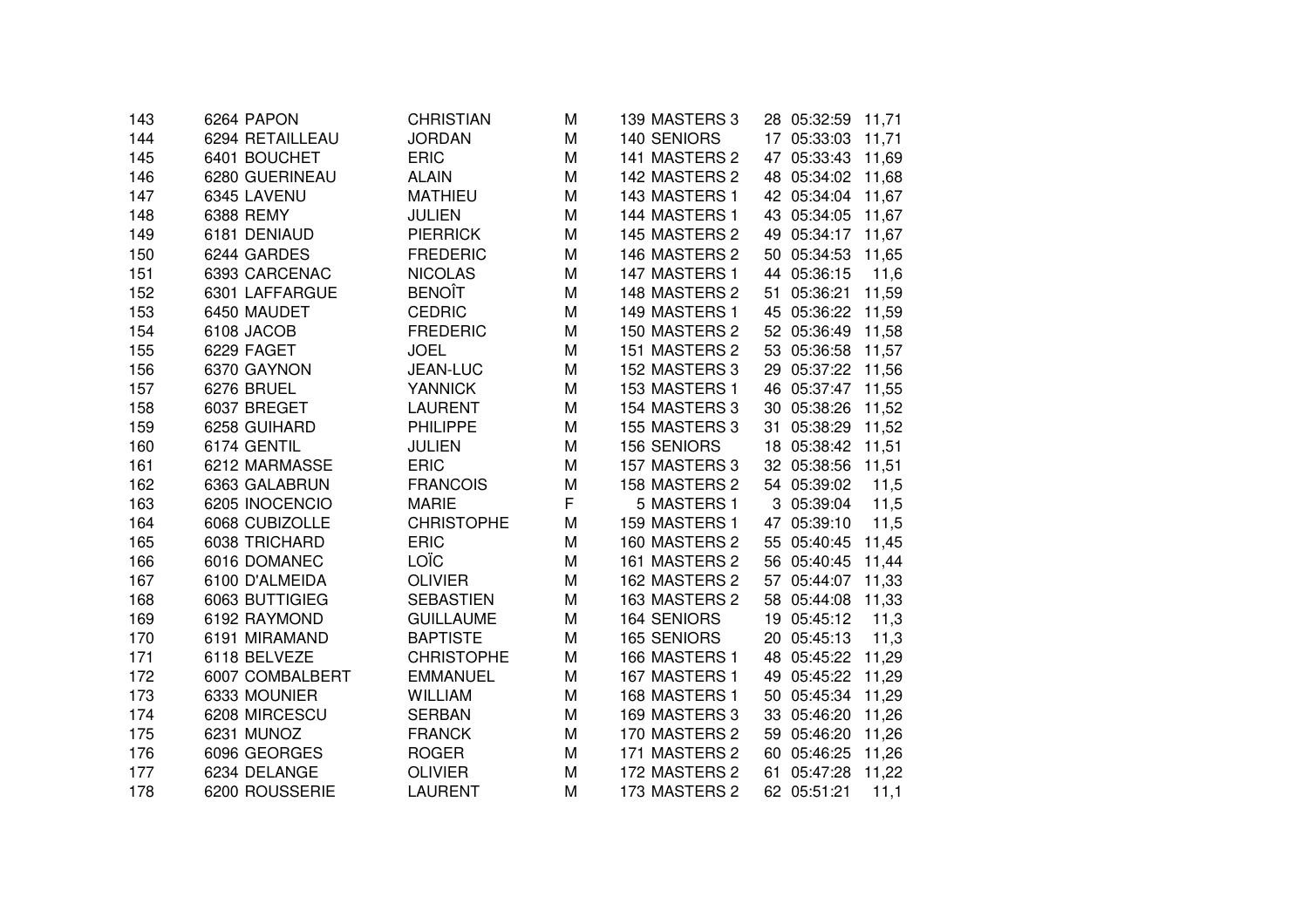| 143 | 6264 | PAPON | CHRISTIAN | M | 139 | MASTERS 3 | 28 | 05:32:59 | 11,71 |
|---|---|---|---|---|---|---|---|---|---|
| 144 | 6294 | RETAILLEAU | JORDAN | M | 140 | SENIORS | 17 | 05:33:03 | 11,71 |
| 145 | 6401 | BOUCHET | ERIC | M | 141 | MASTERS 2 | 47 | 05:33:43 | 11,69 |
| 146 | 6280 | GUERINEAU | ALAIN | M | 142 | MASTERS 2 | 48 | 05:34:02 | 11,68 |
| 147 | 6345 | LAVENU | MATHIEU | M | 143 | MASTERS 1 | 42 | 05:34:04 | 11,67 |
| 148 | 6388 | REMY | JULIEN | M | 144 | MASTERS 1 | 43 | 05:34:05 | 11,67 |
| 149 | 6181 | DENIAUD | PIERRICK | M | 145 | MASTERS 2 | 49 | 05:34:17 | 11,67 |
| 150 | 6244 | GARDES | FREDERIC | M | 146 | MASTERS 2 | 50 | 05:34:53 | 11,65 |
| 151 | 6393 | CARCENAC | NICOLAS | M | 147 | MASTERS 1 | 44 | 05:36:15 | 11,6 |
| 152 | 6301 | LAFFARGUE | BENOÎT | M | 148 | MASTERS 2 | 51 | 05:36:21 | 11,59 |
| 153 | 6450 | MAUDET | CEDRIC | M | 149 | MASTERS 1 | 45 | 05:36:22 | 11,59 |
| 154 | 6108 | JACOB | FREDERIC | M | 150 | MASTERS 2 | 52 | 05:36:49 | 11,58 |
| 155 | 6229 | FAGET | JOEL | M | 151 | MASTERS 2 | 53 | 05:36:58 | 11,57 |
| 156 | 6370 | GAYNON | JEAN-LUC | M | 152 | MASTERS 3 | 29 | 05:37:22 | 11,56 |
| 157 | 6276 | BRUEL | YANNICK | M | 153 | MASTERS 1 | 46 | 05:37:47 | 11,55 |
| 158 | 6037 | BREGET | LAURENT | M | 154 | MASTERS 3 | 30 | 05:38:26 | 11,52 |
| 159 | 6258 | GUIHARD | PHILIPPE | M | 155 | MASTERS 3 | 31 | 05:38:29 | 11,52 |
| 160 | 6174 | GENTIL | JULIEN | M | 156 | SENIORS | 18 | 05:38:42 | 11,51 |
| 161 | 6212 | MARMASSE | ERIC | M | 157 | MASTERS 3 | 32 | 05:38:56 | 11,51 |
| 162 | 6363 | GALABRUN | FRANCOIS | M | 158 | MASTERS 2 | 54 | 05:39:02 | 11,5 |
| 163 | 6205 | INOCENCIO | MARIE | F | 5 | MASTERS 1 | 3 | 05:39:04 | 11,5 |
| 164 | 6068 | CUBIZOLLE | CHRISTOPHE | M | 159 | MASTERS 1 | 47 | 05:39:10 | 11,5 |
| 165 | 6038 | TRICHARD | ERIC | M | 160 | MASTERS 2 | 55 | 05:40:45 | 11,45 |
| 166 | 6016 | DOMANEC | LOÏC | M | 161 | MASTERS 2 | 56 | 05:40:45 | 11,44 |
| 167 | 6100 | D'ALMEIDA | OLIVIER | M | 162 | MASTERS 2 | 57 | 05:44:07 | 11,33 |
| 168 | 6063 | BUTTIGIEG | SEBASTIEN | M | 163 | MASTERS 2 | 58 | 05:44:08 | 11,33 |
| 169 | 6192 | RAYMOND | GUILLAUME | M | 164 | SENIORS | 19 | 05:45:12 | 11,3 |
| 170 | 6191 | MIRAMAND | BAPTISTE | M | 165 | SENIORS | 20 | 05:45:13 | 11,3 |
| 171 | 6118 | BELVEZE | CHRISTOPHE | M | 166 | MASTERS 1 | 48 | 05:45:22 | 11,29 |
| 172 | 6007 | COMBALBERT | EMMANUEL | M | 167 | MASTERS 1 | 49 | 05:45:22 | 11,29 |
| 173 | 6333 | MOUNIER | WILLIAM | M | 168 | MASTERS 1 | 50 | 05:45:34 | 11,29 |
| 174 | 6208 | MIRCESCU | SERBAN | M | 169 | MASTERS 3 | 33 | 05:46:20 | 11,26 |
| 175 | 6231 | MUNOZ | FRANCK | M | 170 | MASTERS 2 | 59 | 05:46:20 | 11,26 |
| 176 | 6096 | GEORGES | ROGER | M | 171 | MASTERS 2 | 60 | 05:46:25 | 11,26 |
| 177 | 6234 | DELANGE | OLIVIER | M | 172 | MASTERS 2 | 61 | 05:47:28 | 11,22 |
| 178 | 6200 | ROUSSERIE | LAURENT | M | 173 | MASTERS 2 | 62 | 05:51:21 | 11,1 |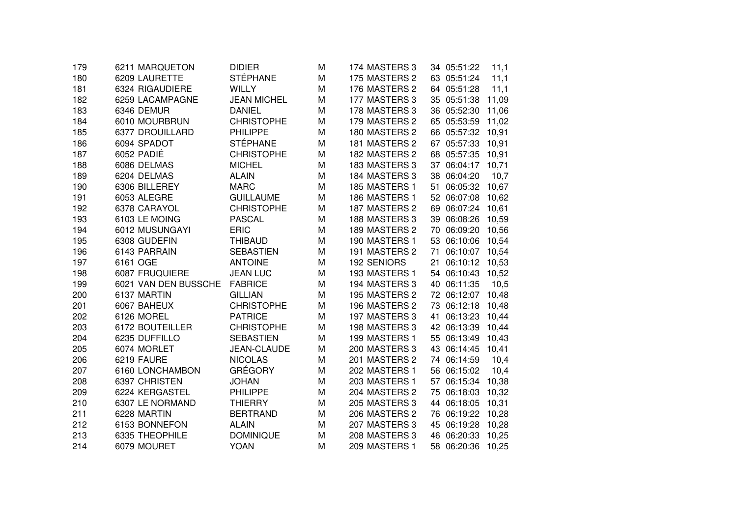| | | | | | | | | | |
|---|---|---|---|---|---|---|---|---|---|
| 179 | 6211 | MARQUETON | DIDIER | M | 174 | MASTERS 3 | 34 | 05:51:22 | 11,1 |
| 180 | 6209 | LAURETTE | STÉPHANE | M | 175 | MASTERS 2 | 63 | 05:51:24 | 11,1 |
| 181 | 6324 | RIGAUDIERE | WILLY | M | 176 | MASTERS 2 | 64 | 05:51:28 | 11,1 |
| 182 | 6259 | LACAMPAGNE | JEAN MICHEL | M | 177 | MASTERS 3 | 35 | 05:51:38 | 11,09 |
| 183 | 6346 | DEMUR | DANIEL | M | 178 | MASTERS 3 | 36 | 05:52:30 | 11,06 |
| 184 | 6010 | MOURBRUN | CHRISTOPHE | M | 179 | MASTERS 2 | 65 | 05:53:59 | 11,02 |
| 185 | 6377 | DROUILLARD | PHILIPPE | M | 180 | MASTERS 2 | 66 | 05:57:32 | 10,91 |
| 186 | 6094 | SPADOT | STÉPHANE | M | 181 | MASTERS 2 | 67 | 05:57:33 | 10,91 |
| 187 | 6052 | PADIÉ | CHRISTOPHE | M | 182 | MASTERS 2 | 68 | 05:57:35 | 10,91 |
| 188 | 6086 | DELMAS | MICHEL | M | 183 | MASTERS 3 | 37 | 06:04:17 | 10,71 |
| 189 | 6204 | DELMAS | ALAIN | M | 184 | MASTERS 3 | 38 | 06:04:20 | 10,7 |
| 190 | 6306 | BILLEREY | MARC | M | 185 | MASTERS 1 | 51 | 06:05:32 | 10,67 |
| 191 | 6053 | ALEGRE | GUILLAUME | M | 186 | MASTERS 1 | 52 | 06:07:08 | 10,62 |
| 192 | 6378 | CARAYOL | CHRISTOPHE | M | 187 | MASTERS 2 | 69 | 06:07:24 | 10,61 |
| 193 | 6103 | LE MOING | PASCAL | M | 188 | MASTERS 3 | 39 | 06:08:26 | 10,59 |
| 194 | 6012 | MUSUNGAYI | ERIC | M | 189 | MASTERS 2 | 70 | 06:09:20 | 10,56 |
| 195 | 6308 | GUDEFIN | THIBAUD | M | 190 | MASTERS 1 | 53 | 06:10:06 | 10,54 |
| 196 | 6143 | PARRAIN | SEBASTIEN | M | 191 | MASTERS 2 | 71 | 06:10:07 | 10,54 |
| 197 | 6161 | OGE | ANTOINE | M | 192 | SENIORS | 21 | 06:10:12 | 10,53 |
| 198 | 6087 | FRUQUIERE | JEAN LUC | M | 193 | MASTERS 1 | 54 | 06:10:43 | 10,52 |
| 199 | 6021 | VAN DEN BUSSCHE | FABRICE | M | 194 | MASTERS 3 | 40 | 06:11:35 | 10,5 |
| 200 | 6137 | MARTIN | GILLIAN | M | 195 | MASTERS 2 | 72 | 06:12:07 | 10,48 |
| 201 | 6067 | BAHEUX | CHRISTOPHE | M | 196 | MASTERS 2 | 73 | 06:12:18 | 10,48 |
| 202 | 6126 | MOREL | PATRICE | M | 197 | MASTERS 3 | 41 | 06:13:23 | 10,44 |
| 203 | 6172 | BOUTEILLER | CHRISTOPHE | M | 198 | MASTERS 3 | 42 | 06:13:39 | 10,44 |
| 204 | 6235 | DUFFILLO | SEBASTIEN | M | 199 | MASTERS 1 | 55 | 06:13:49 | 10,43 |
| 205 | 6074 | MORLET | JEAN-CLAUDE | M | 200 | MASTERS 3 | 43 | 06:14:45 | 10,41 |
| 206 | 6219 | FAURE | NICOLAS | M | 201 | MASTERS 2 | 74 | 06:14:59 | 10,4 |
| 207 | 6160 | LONCHAMBON | GRÉGORY | M | 202 | MASTERS 1 | 56 | 06:15:02 | 10,4 |
| 208 | 6397 | CHRISTEN | JOHAN | M | 203 | MASTERS 1 | 57 | 06:15:34 | 10,38 |
| 209 | 6224 | KERGASTEL | PHILIPPE | M | 204 | MASTERS 2 | 75 | 06:18:03 | 10,32 |
| 210 | 6307 | LE NORMAND | THIERRY | M | 205 | MASTERS 3 | 44 | 06:18:05 | 10,31 |
| 211 | 6228 | MARTIN | BERTRAND | M | 206 | MASTERS 2 | 76 | 06:19:22 | 10,28 |
| 212 | 6153 | BONNEFON | ALAIN | M | 207 | MASTERS 3 | 45 | 06:19:28 | 10,28 |
| 213 | 6335 | THEOPHILE | DOMINIQUE | M | 208 | MASTERS 3 | 46 | 06:20:33 | 10,25 |
| 214 | 6079 | MOURET | YOAN | M | 209 | MASTERS 1 | 58 | 06:20:36 | 10,25 |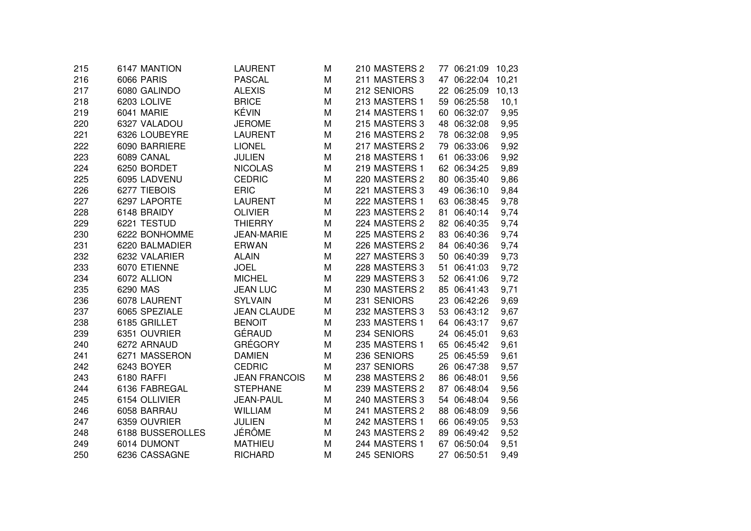| | | | | | | | | | |
|---|---|---|---|---|---|---|---|---|---|
| 215 | 6147 | MANTION | LAURENT | M | 210 | MASTERS 2 | 77 | 06:21:09 | 10,23 |
| 216 | 6066 | PARIS | PASCAL | M | 211 | MASTERS 3 | 47 | 06:22:04 | 10,21 |
| 217 | 6080 | GALINDO | ALEXIS | M | 212 | SENIORS | 22 | 06:25:09 | 10,13 |
| 218 | 6203 | LOLIVE | BRICE | M | 213 | MASTERS 1 | 59 | 06:25:58 | 10,1 |
| 219 | 6041 | MARIE | KÉVIN | M | 214 | MASTERS 1 | 60 | 06:32:07 | 9,95 |
| 220 | 6327 | VALADOU | JEROME | M | 215 | MASTERS 3 | 48 | 06:32:08 | 9,95 |
| 221 | 6326 | LOUBEYRE | LAURENT | M | 216 | MASTERS 2 | 78 | 06:32:08 | 9,95 |
| 222 | 6090 | BARRIERE | LIONEL | M | 217 | MASTERS 2 | 79 | 06:33:06 | 9,92 |
| 223 | 6089 | CANAL | JULIEN | M | 218 | MASTERS 1 | 61 | 06:33:06 | 9,92 |
| 224 | 6250 | BORDET | NICOLAS | M | 219 | MASTERS 1 | 62 | 06:34:25 | 9,89 |
| 225 | 6095 | LADVENU | CEDRIC | M | 220 | MASTERS 2 | 80 | 06:35:40 | 9,86 |
| 226 | 6277 | TIEBOIS | ERIC | M | 221 | MASTERS 3 | 49 | 06:36:10 | 9,84 |
| 227 | 6297 | LAPORTE | LAURENT | M | 222 | MASTERS 1 | 63 | 06:38:45 | 9,78 |
| 228 | 6148 | BRAIDY | OLIVIER | M | 223 | MASTERS 2 | 81 | 06:40:14 | 9,74 |
| 229 | 6221 | TESTUD | THIERRY | M | 224 | MASTERS 2 | 82 | 06:40:35 | 9,74 |
| 230 | 6222 | BONHOMME | JEAN-MARIE | M | 225 | MASTERS 2 | 83 | 06:40:36 | 9,74 |
| 231 | 6220 | BALMADIER | ERWAN | M | 226 | MASTERS 2 | 84 | 06:40:36 | 9,74 |
| 232 | 6232 | VALARIER | ALAIN | M | 227 | MASTERS 3 | 50 | 06:40:39 | 9,73 |
| 233 | 6070 | ETIENNE | JOEL | M | 228 | MASTERS 3 | 51 | 06:41:03 | 9,72 |
| 234 | 6072 | ALLION | MICHEL | M | 229 | MASTERS 3 | 52 | 06:41:06 | 9,72 |
| 235 | 6290 | MAS | JEAN LUC | M | 230 | MASTERS 2 | 85 | 06:41:43 | 9,71 |
| 236 | 6078 | LAURENT | SYLVAIN | M | 231 | SENIORS | 23 | 06:42:26 | 9,69 |
| 237 | 6065 | SPEZIALE | JEAN CLAUDE | M | 232 | MASTERS 3 | 53 | 06:43:12 | 9,67 |
| 238 | 6185 | GRILLET | BENOIT | M | 233 | MASTERS 1 | 64 | 06:43:17 | 9,67 |
| 239 | 6351 | OUVRIER | GÉRAUD | M | 234 | SENIORS | 24 | 06:45:01 | 9,63 |
| 240 | 6272 | ARNAUD | GRÉGORY | M | 235 | MASTERS 1 | 65 | 06:45:42 | 9,61 |
| 241 | 6271 | MASSERON | DAMIEN | M | 236 | SENIORS | 25 | 06:45:59 | 9,61 |
| 242 | 6243 | BOYER | CEDRIC | M | 237 | SENIORS | 26 | 06:47:38 | 9,57 |
| 243 | 6180 | RAFFI | JEAN FRANCOIS | M | 238 | MASTERS 2 | 86 | 06:48:01 | 9,56 |
| 244 | 6136 | FABREGAL | STEPHANE | M | 239 | MASTERS 2 | 87 | 06:48:04 | 9,56 |
| 245 | 6154 | OLLIVIER | JEAN-PAUL | M | 240 | MASTERS 3 | 54 | 06:48:04 | 9,56 |
| 246 | 6058 | BARRAU | WILLIAM | M | 241 | MASTERS 2 | 88 | 06:48:09 | 9,56 |
| 247 | 6359 | OUVRIER | JULIEN | M | 242 | MASTERS 1 | 66 | 06:49:05 | 9,53 |
| 248 | 6188 | BUSSEROLLES | JÉRÔME | M | 243 | MASTERS 2 | 89 | 06:49:42 | 9,52 |
| 249 | 6014 | DUMONT | MATHIEU | M | 244 | MASTERS 1 | 67 | 06:50:04 | 9,51 |
| 250 | 6236 | CASSAGNE | RICHARD | M | 245 | SENIORS | 27 | 06:50:51 | 9,49 |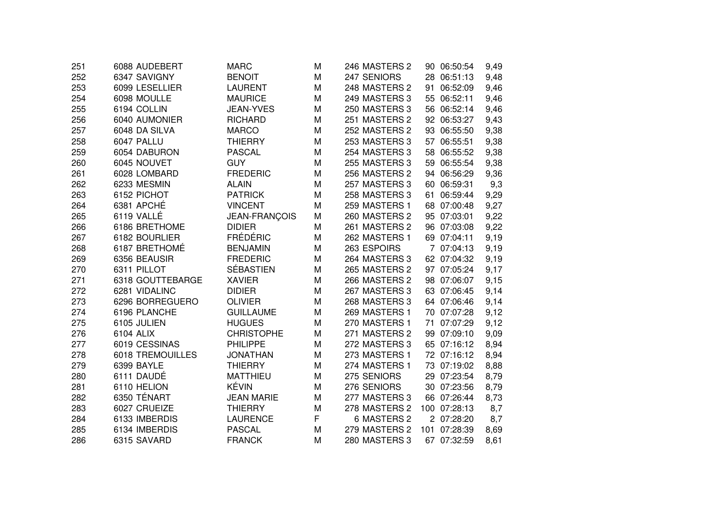| | | | | | | | | | |
|---|---|---|---|---|---|---|---|---|---|
| 251 | 6088 | AUDEBERT | MARC | M | 246 | MASTERS 2 | 90 | 06:50:54 | 9,49 |
| 252 | 6347 | SAVIGNY | BENOIT | M | 247 | SENIORS | 28 | 06:51:13 | 9,48 |
| 253 | 6099 | LESELLIER | LAURENT | M | 248 | MASTERS 2 | 91 | 06:52:09 | 9,46 |
| 254 | 6098 | MOULLE | MAURICE | M | 249 | MASTERS 3 | 55 | 06:52:11 | 9,46 |
| 255 | 6194 | COLLIN | JEAN-YVES | M | 250 | MASTERS 3 | 56 | 06:52:14 | 9,46 |
| 256 | 6040 | AUMONIER | RICHARD | M | 251 | MASTERS 2 | 92 | 06:53:27 | 9,43 |
| 257 | 6048 | DA SILVA | MARCO | M | 252 | MASTERS 2 | 93 | 06:55:50 | 9,38 |
| 258 | 6047 | PALLU | THIERRY | M | 253 | MASTERS 3 | 57 | 06:55:51 | 9,38 |
| 259 | 6054 | DABURON | PASCAL | M | 254 | MASTERS 3 | 58 | 06:55:52 | 9,38 |
| 260 | 6045 | NOUVET | GUY | M | 255 | MASTERS 3 | 59 | 06:55:54 | 9,38 |
| 261 | 6028 | LOMBARD | FREDERIC | M | 256 | MASTERS 2 | 94 | 06:56:29 | 9,36 |
| 262 | 6233 | MESMIN | ALAIN | M | 257 | MASTERS 3 | 60 | 06:59:31 | 9,3 |
| 263 | 6152 | PICHOT | PATRICK | M | 258 | MASTERS 3 | 61 | 06:59:44 | 9,29 |
| 264 | 6381 | APCHÉ | VINCENT | M | 259 | MASTERS 1 | 68 | 07:00:48 | 9,27 |
| 265 | 6119 | VALLÉ | JEAN-FRANÇOIS | M | 260 | MASTERS 2 | 95 | 07:03:01 | 9,22 |
| 266 | 6186 | BRETHOME | DIDIER | M | 261 | MASTERS 2 | 96 | 07:03:08 | 9,22 |
| 267 | 6182 | BOURLIER | FRÉDÉRIC | M | 262 | MASTERS 1 | 69 | 07:04:11 | 9,19 |
| 268 | 6187 | BRETHOMÉ | BENJAMIN | M | 263 | ESPOIRS | 7 | 07:04:13 | 9,19 |
| 269 | 6356 | BEAUSIR | FREDERIC | M | 264 | MASTERS 3 | 62 | 07:04:32 | 9,19 |
| 270 | 6311 | PILLOT | SÉBASTIEN | M | 265 | MASTERS 2 | 97 | 07:05:24 | 9,17 |
| 271 | 6318 | GOUTTEBARGE | XAVIER | M | 266 | MASTERS 2 | 98 | 07:06:07 | 9,15 |
| 272 | 6281 | VIDALINC | DIDIER | M | 267 | MASTERS 3 | 63 | 07:06:45 | 9,14 |
| 273 | 6296 | BORREGUERO | OLIVIER | M | 268 | MASTERS 3 | 64 | 07:06:46 | 9,14 |
| 274 | 6196 | PLANCHE | GUILLAUME | M | 269 | MASTERS 1 | 70 | 07:07:28 | 9,12 |
| 275 | 6105 | JULIEN | HUGUES | M | 270 | MASTERS 1 | 71 | 07:07:29 | 9,12 |
| 276 | 6104 | ALIX | CHRISTOPHE | M | 271 | MASTERS 2 | 99 | 07:09:10 | 9,09 |
| 277 | 6019 | CESSINAS | PHILIPPE | M | 272 | MASTERS 3 | 65 | 07:16:12 | 8,94 |
| 278 | 6018 | TREMOUILLES | JONATHAN | M | 273 | MASTERS 1 | 72 | 07:16:12 | 8,94 |
| 279 | 6399 | BAYLE | THIERRY | M | 274 | MASTERS 1 | 73 | 07:19:02 | 8,88 |
| 280 | 6111 | DAUDÉ | MATTHIEU | M | 275 | SENIORS | 29 | 07:23:54 | 8,79 |
| 281 | 6110 | HELION | KÉVIN | M | 276 | SENIORS | 30 | 07:23:56 | 8,79 |
| 282 | 6350 | TÉNART | JEAN MARIE | M | 277 | MASTERS 3 | 66 | 07:26:44 | 8,73 |
| 283 | 6027 | CRUEIZE | THIERRY | M | 278 | MASTERS 2 | 100 | 07:28:13 | 8,7 |
| 284 | 6133 | IMBERDIS | LAURENCE | F | 6 | MASTERS 2 | 2 | 07:28:20 | 8,7 |
| 285 | 6134 | IMBERDIS | PASCAL | M | 279 | MASTERS 2 | 101 | 07:28:39 | 8,69 |
| 286 | 6315 | SAVARD | FRANCK | M | 280 | MASTERS 3 | 67 | 07:32:59 | 8,61 |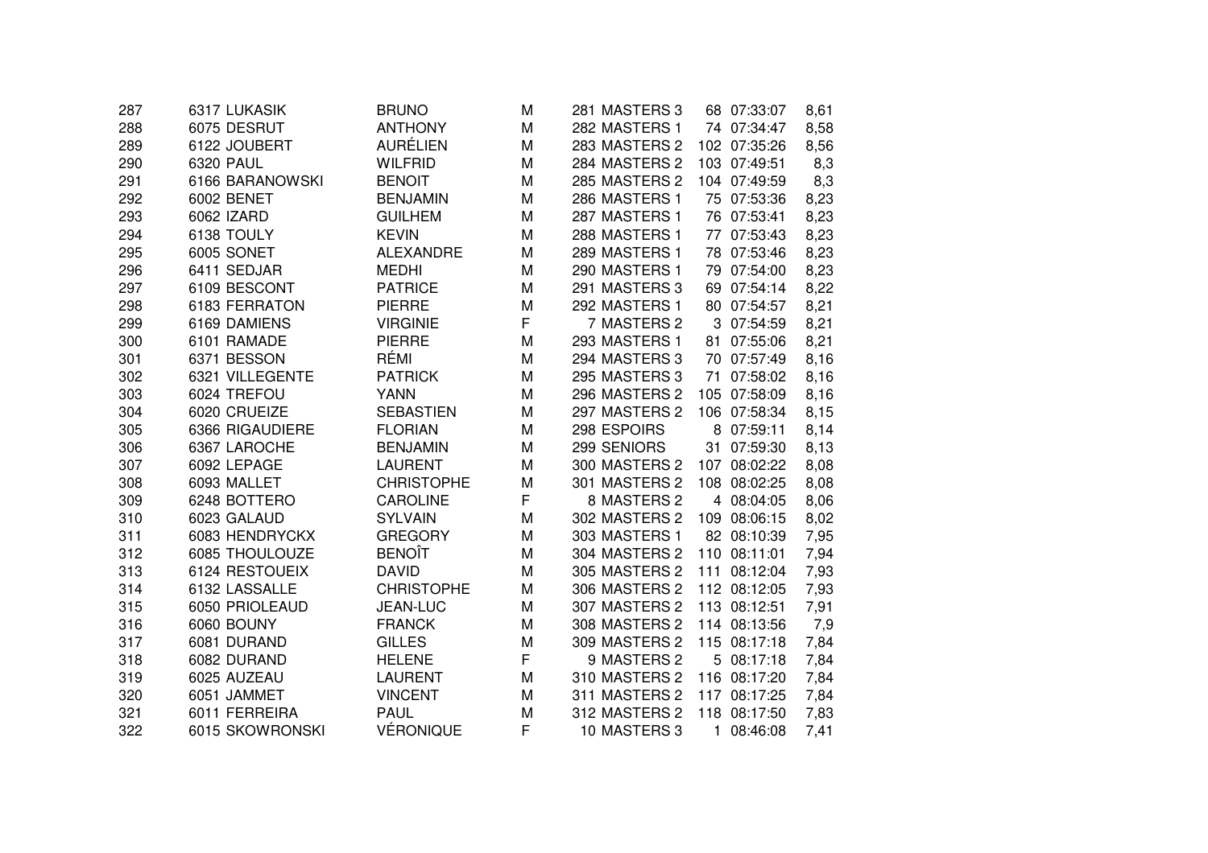| | | | | | | | | | |
|---|---|---|---|---|---|---|---|---|---|
| 287 | 6317 | LUKASIK | BRUNO | M | 281 | MASTERS 3 | 68 | 07:33:07 | 8,61 |
| 288 | 6075 | DESRUT | ANTHONY | M | 282 | MASTERS 1 | 74 | 07:34:47 | 8,58 |
| 289 | 6122 | JOUBERT | AURÉLIEN | M | 283 | MASTERS 2 | 102 | 07:35:26 | 8,56 |
| 290 | 6320 | PAUL | WILFRID | M | 284 | MASTERS 2 | 103 | 07:49:51 | 8,3 |
| 291 | 6166 | BARANOWSKI | BENOIT | M | 285 | MASTERS 2 | 104 | 07:49:59 | 8,3 |
| 292 | 6002 | BENET | BENJAMIN | M | 286 | MASTERS 1 | 75 | 07:53:36 | 8,23 |
| 293 | 6062 | IZARD | GUILHEM | M | 287 | MASTERS 1 | 76 | 07:53:41 | 8,23 |
| 294 | 6138 | TOULY | KEVIN | M | 288 | MASTERS 1 | 77 | 07:53:43 | 8,23 |
| 295 | 6005 | SONET | ALEXANDRE | M | 289 | MASTERS 1 | 78 | 07:53:46 | 8,23 |
| 296 | 6411 | SEDJAR | MEDHI | M | 290 | MASTERS 1 | 79 | 07:54:00 | 8,23 |
| 297 | 6109 | BESCONT | PATRICE | M | 291 | MASTERS 3 | 69 | 07:54:14 | 8,22 |
| 298 | 6183 | FERRATON | PIERRE | M | 292 | MASTERS 1 | 80 | 07:54:57 | 8,21 |
| 299 | 6169 | DAMIENS | VIRGINIE | F | 7 | MASTERS 2 | 3 | 07:54:59 | 8,21 |
| 300 | 6101 | RAMADE | PIERRE | M | 293 | MASTERS 1 | 81 | 07:55:06 | 8,21 |
| 301 | 6371 | BESSON | RÉMI | M | 294 | MASTERS 3 | 70 | 07:57:49 | 8,16 |
| 302 | 6321 | VILLEGENTE | PATRICK | M | 295 | MASTERS 3 | 71 | 07:58:02 | 8,16 |
| 303 | 6024 | TREFOU | YANN | M | 296 | MASTERS 2 | 105 | 07:58:09 | 8,16 |
| 304 | 6020 | CRUEIZE | SEBASTIEN | M | 297 | MASTERS 2 | 106 | 07:58:34 | 8,15 |
| 305 | 6366 | RIGAUDIERE | FLORIAN | M | 298 | ESPOIRS | 8 | 07:59:11 | 8,14 |
| 306 | 6367 | LAROCHE | BENJAMIN | M | 299 | SENIORS | 31 | 07:59:30 | 8,13 |
| 307 | 6092 | LEPAGE | LAURENT | M | 300 | MASTERS 2 | 107 | 08:02:22 | 8,08 |
| 308 | 6093 | MALLET | CHRISTOPHE | M | 301 | MASTERS 2 | 108 | 08:02:25 | 8,08 |
| 309 | 6248 | BOTTERO | CAROLINE | F | 8 | MASTERS 2 | 4 | 08:04:05 | 8,06 |
| 310 | 6023 | GALAUD | SYLVAIN | M | 302 | MASTERS 2 | 109 | 08:06:15 | 8,02 |
| 311 | 6083 | HENDRYCKX | GREGORY | M | 303 | MASTERS 1 | 82 | 08:10:39 | 7,95 |
| 312 | 6085 | THOULOUZE | BENOÎT | M | 304 | MASTERS 2 | 110 | 08:11:01 | 7,94 |
| 313 | 6124 | RESTOUEIX | DAVID | M | 305 | MASTERS 2 | 111 | 08:12:04 | 7,93 |
| 314 | 6132 | LASSALLE | CHRISTOPHE | M | 306 | MASTERS 2 | 112 | 08:12:05 | 7,93 |
| 315 | 6050 | PRIOLEAUD | JEAN-LUC | M | 307 | MASTERS 2 | 113 | 08:12:51 | 7,91 |
| 316 | 6060 | BOUNY | FRANCK | M | 308 | MASTERS 2 | 114 | 08:13:56 | 7,9 |
| 317 | 6081 | DURAND | GILLES | M | 309 | MASTERS 2 | 115 | 08:17:18 | 7,84 |
| 318 | 6082 | DURAND | HELENE | F | 9 | MASTERS 2 | 5 | 08:17:18 | 7,84 |
| 319 | 6025 | AUZEAU | LAURENT | M | 310 | MASTERS 2 | 116 | 08:17:20 | 7,84 |
| 320 | 6051 | JAMMET | VINCENT | M | 311 | MASTERS 2 | 117 | 08:17:25 | 7,84 |
| 321 | 6011 | FERREIRA | PAUL | M | 312 | MASTERS 2 | 118 | 08:17:50 | 7,83 |
| 322 | 6015 | SKOWRONSKI | VÉRONIQUE | F | 10 | MASTERS 3 | 1 | 08:46:08 | 7,41 |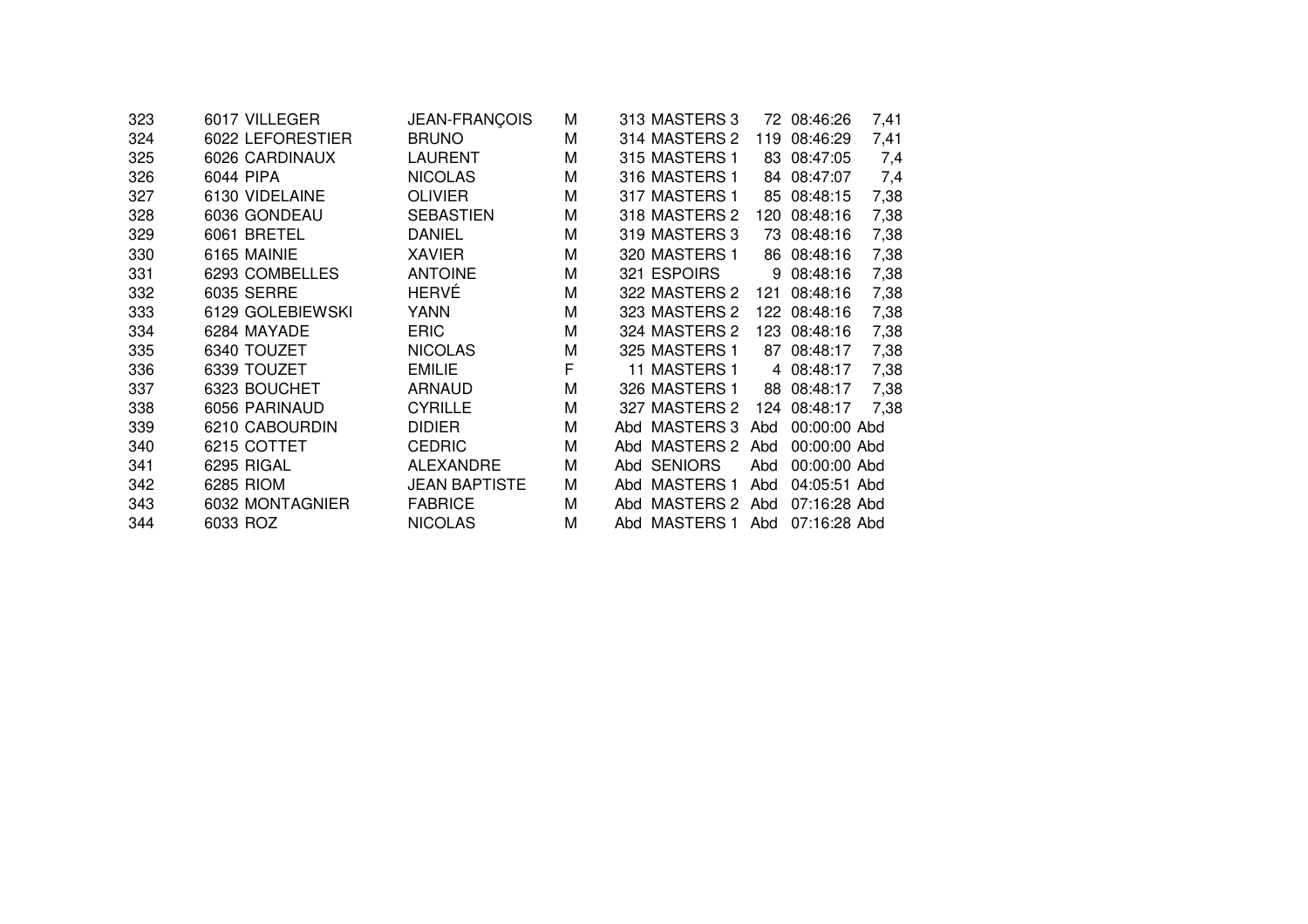| | | | | | | | | | |
|---|---|---|---|---|---|---|---|---|---|
| 323 | 6017 | VILLEGER | JEAN-FRANÇOIS | M | 313 | MASTERS 3 | 72 | 08:46:26 | 7,41 |
| 324 | 6022 | LEFORESTIER | BRUNO | M | 314 | MASTERS 2 | 119 | 08:46:29 | 7,41 |
| 325 | 6026 | CARDINAUX | LAURENT | M | 315 | MASTERS 1 | 83 | 08:47:05 | 7,4 |
| 326 | 6044 | PIPA | NICOLAS | M | 316 | MASTERS 1 | 84 | 08:47:07 | 7,4 |
| 327 | 6130 | VIDELAINE | OLIVIER | M | 317 | MASTERS 1 | 85 | 08:48:15 | 7,38 |
| 328 | 6036 | GONDEAU | SEBASTIEN | M | 318 | MASTERS 2 | 120 | 08:48:16 | 7,38 |
| 329 | 6061 | BRETEL | DANIEL | M | 319 | MASTERS 3 | 73 | 08:48:16 | 7,38 |
| 330 | 6165 | MAINIE | XAVIER | M | 320 | MASTERS 1 | 86 | 08:48:16 | 7,38 |
| 331 | 6293 | COMBELLES | ANTOINE | M | 321 | ESPOIRS | 9 | 08:48:16 | 7,38 |
| 332 | 6035 | SERRE | HERVÉ | M | 322 | MASTERS 2 | 121 | 08:48:16 | 7,38 |
| 333 | 6129 | GOLEBIEWSKI | YANN | M | 323 | MASTERS 2 | 122 | 08:48:16 | 7,38 |
| 334 | 6284 | MAYADE | ERIC | M | 324 | MASTERS 2 | 123 | 08:48:16 | 7,38 |
| 335 | 6340 | TOUZET | NICOLAS | M | 325 | MASTERS 1 | 87 | 08:48:17 | 7,38 |
| 336 | 6339 | TOUZET | EMILIE | F | 11 | MASTERS 1 | 4 | 08:48:17 | 7,38 |
| 337 | 6323 | BOUCHET | ARNAUD | M | 326 | MASTERS 1 | 88 | 08:48:17 | 7,38 |
| 338 | 6056 | PARINAUD | CYRILLE | M | 327 | MASTERS 2 | 124 | 08:48:17 | 7,38 |
| 339 | 6210 | CABOURDIN | DIDIER | M | Abd | MASTERS 3 | Abd | 00:00:00 | Abd |
| 340 | 6215 | COTTET | CEDRIC | M | Abd | MASTERS 2 | Abd | 00:00:00 | Abd |
| 341 | 6295 | RIGAL | ALEXANDRE | M | Abd | SENIORS | Abd | 00:00:00 | Abd |
| 342 | 6285 | RIOM | JEAN BAPTISTE | M | Abd | MASTERS 1 | Abd | 04:05:51 | Abd |
| 343 | 6032 | MONTAGNIER | FABRICE | M | Abd | MASTERS 2 | Abd | 07:16:28 | Abd |
| 344 | 6033 | ROZ | NICOLAS | M | Abd | MASTERS 1 | Abd | 07:16:28 | Abd |